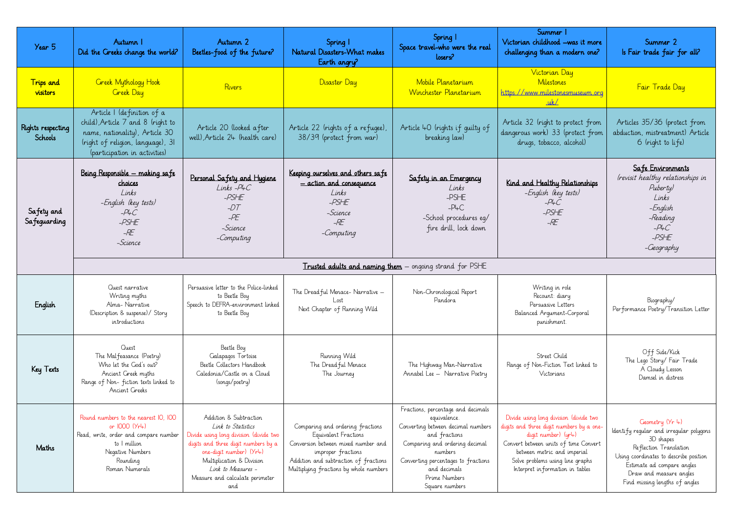| Year 5 | Autumn 1 Did the Greeks change the world? | Autumn 2 Beetles-food of the future? | Spring 1 Natural Disasters-What makes Earth angry? | Spring 1 Space travel-who were the real losers? | Summer 1 Victorian childhood –was it more challenging than a modern one? | Summer 2 Is Fair trade fair for all? |
|---|---|---|---|---|---|---|
| Trips and visitors | Greek Mythology Hook<br>Greek Day | Rivers | Disaster Day | Mobile Planetarium<br>Winchester Planetarium | Victorian Day<br>Milestones<br>https://www.milestonesmuseum.org.uk/ | Fair Trade Day |
| Rights respecting Schools | Article 1 (definition of a child), Article 7 and 8 (right to name, nationality), Article 30 (right of religion, language), 31 (participation in activities) | Article 20 (looked after well), Article 24 (health care) | Article 22 (rights of a refugee), 38/39 (protect from war) | Article 40 (rights if guilty of breaking law) | Article 32 (right to protect from dangerous work) 33 (protect from drugs, tobacco, alcohol) | Articles 35/36 (protect from abduction, mistreatment) Article 6 (right to life) |
| Safety and Safeguarding | **Being Responsible – making safe choices**<br>*Links*<br>*-English (key tests)*<br>*-P4C*<br>*-PSHE*<br>*-RE*<br>*-Science* | **Personal Safety and Hygiene**<br>*Links -P4C*<br>*-PSHE*<br>*-DT*<br>*-PE*<br>*-Science*<br>*-Computing* | **Keeping ourselves and others safe – action and consequence**<br>*Links*<br>*-PSHE*<br>*-Science*<br>*-RE*<br>*-Computing* | **Safety in an Emergency**<br>*Links*<br>-PSHE<br>-P4C<br>-School procedures eg/ fire drill, lock down | **Kind and Healthy Relationships**<br>*-English (key tests)*<br>*-P4C*<br>*-PSHE*<br>*-RE* | **Safe Environments**<br>*(revisit healthy relationships in Puberty)*<br>*Links*<br>*-English*<br>*-Reading*<br>*-P4C*<br>*-PSHE*<br>*-Geography* |
| | **Trusted adults and naming them** – ongoing strand for PSHE | | | | | |
| English | Quest narrative<br>Writing myths<br>Alma- Narrative<br>(Description & suspense)/ Story introductions | Persuasive letter to the Police-linked to Beetle Boy<br>Speech to DEFRA-environment linked to Beetle Boy | The Dreadful Menace- Narrative – Lost<br>Next Chapter of Running Wild | Non-Chronological Report<br>Pandora | Writing in role<br>Recount: diary<br>Persuasive Letters<br>Balanced Argument-Corporal punishment. | Biography/<br>Performance Poetry/Transition Letter |
| Key Texts | Quest<br>The Malfeasance (Poetry)<br>Who let the God's out?<br>Ancient Greek myths<br>Range of Non- fiction texts linked to Ancient Greeks | Beetle Boy<br>Galapagos Tortoise<br>Beetle Collectors Handbook<br>Caledonia/Castle on a Cloud (songs/poetry) | Running Wild<br>The Dreadful Menace<br>The Journey | The Highway Man-Narrative<br>Annabel Lee – Narrative Poetry | Street Child<br>Range of Non-Fiction Text linked to Victorians | Off Side/Kick<br>The Lego Story/ Fair Trade<br>A Cloudy Lesson<br>Damsel in distress |
| Maths | Round numbers to the nearest 10, 100 or 1000 (Yr4)<br>Read, write, order and compare number to 1 million<br>Negative Numbers<br>Rounding<br>Roman Numerals | Addition & Subtraction<br>*Link to Statistics*<br>Divide using long division (divide two digits and three digit numbers by a one-digit number) (Yr4)<br>Multiplication & Division<br>*Link to Measures* -<br>Measure and calculate perimeter and | Comparing and ordering fractions<br>Equivalent Fractions<br>Conversion between mixed number and improper fractions<br>Addition and subtraction of fractions<br>Multiplying fractions by whole numbers | Fractions, percentage and decimals equivalence.<br>Converting between decimal numbers and fractions<br>Comparing and ordering decimal numbers<br>Converting percentages to fractions and decimals<br>Prime Numbers<br>Square numbers | Divide using long division (divide two digits and three digit numbers by a one-digit number) (yr4)<br>Convert between units of time Convert between metric and imperial<br>Solve problems using line graphs<br>Interpret information in tables | Geometry (Yr 4)<br>Identify regular and irregular polygons<br>3D shapes<br>Reflection Translation<br>Using coordinates to describe position<br>Estimate ad compare angles<br>Draw and measure angles<br>Find missing lengths of angles |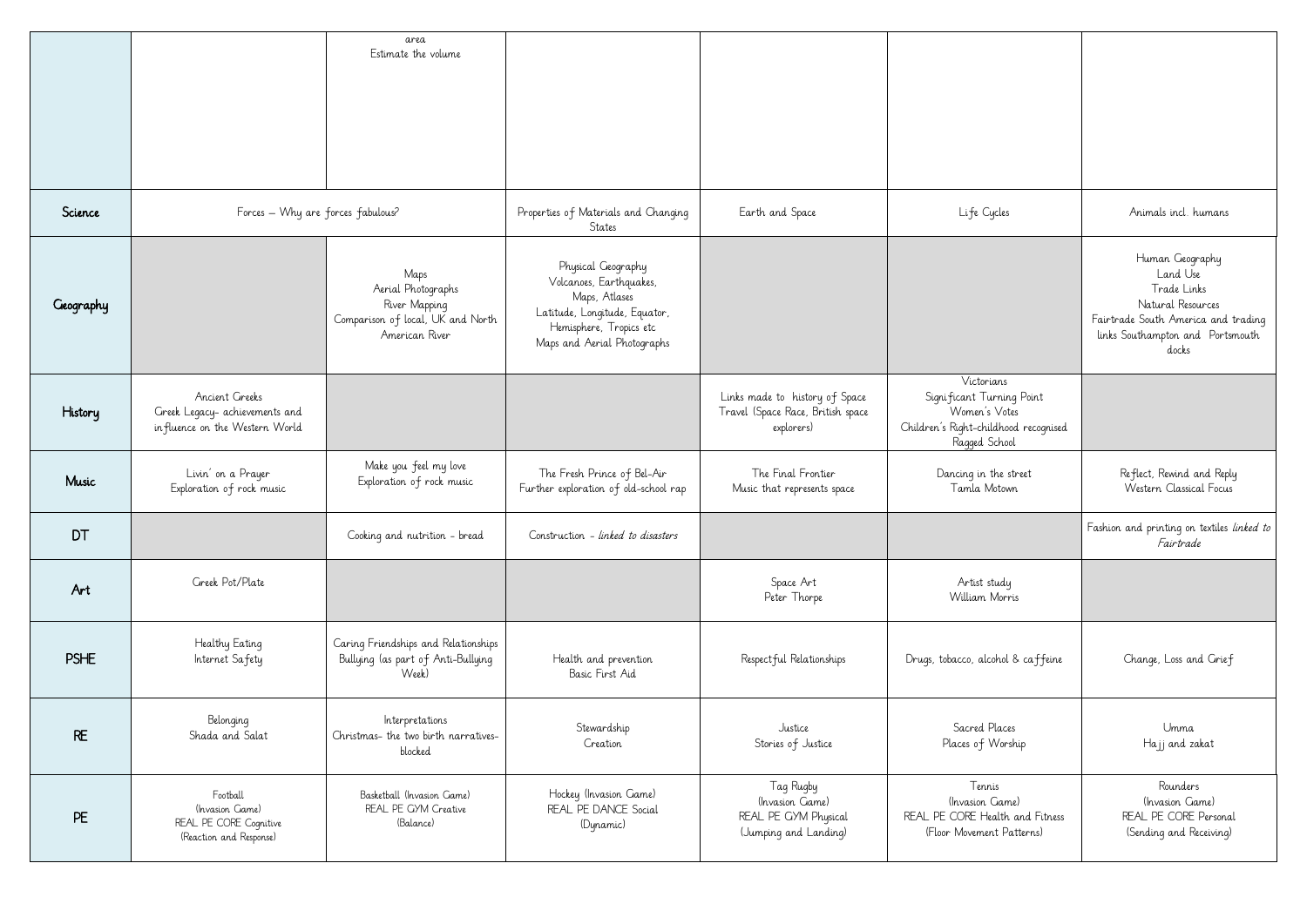| | | | | | | |
|---|---|---|---|---|---|---|
| | | area<br>Estimate the volume | | | | |
| **Science** | Forces – Why are forces fabulous? | | Properties of Materials and Changing States | Earth and Space | Life Cycles | Animals incl. humans |
| **Geography** | | Maps<br>Aerial Photographs<br>River Mapping<br>Comparison of local, UK and North American River | Physical Geography<br>Volcanoes, Earthquakes,<br>Maps, Atlases<br>Latitude, Longitude, Equator, Hemisphere, Tropics etc<br>Maps and Aerial Photographs | | | Human Geography<br>Land Use<br>Trade Links<br>Natural Resources<br>Fairtrade South America and trading links Southampton and Portsmouth docks |
| **History** | Ancient Greeks<br>Greek Legacy- achievements and influence on the Western World | | | Links made to history of Space Travel (Space Race, British space explorers) | Victorians<br>Significant Turning Point<br>Women's Votes<br>Children's Right-childhood recognised<br>Ragged School | |
| **Music** | Livin' on a Prayer<br>Exploration of rock music | Make you feel my love<br>Exploration of rock music | The Fresh Prince of Bel-Air<br>Further exploration of old-school rap | The Final Frontier<br>Music that represents space | Dancing in the street<br>Tamla Motown | Reflect, Rewind and Reply<br>Western Classical Focus |
| **DT** | | Cooking and nutrition - bread | Construction - *linked to disasters* | | | Fashion and printing on textiles *linked to Fairtrade* |
| **Art** | Greek Pot/Plate | | | Space Art<br>Peter Thorpe | Artist study<br>William Morris | |
| **PSHE** | Healthy Eating<br>Internet Safety | Caring Friendships and Relationships<br>Bullying (as part of Anti-Bullying Week) | Health and prevention<br>Basic First Aid | Respectful Relationships | Drugs, tobacco, alcohol & caffeine | Change, Loss and Grief |
| **RE** | Belonging<br>Shada and Salat | Interpretations<br>Christmas- the two birth narratives- blocked | Stewardship<br>Creation | Justice<br>Stories of Justice | Sacred Places<br>Places of Worship | Umma<br>Hajj and zakat |
| **PE** | Football<br>(Invasion Game)<br>REAL PE CORE Cognitive<br>(Reaction and Response) | Basketball (Invasion Game)<br>REAL PE GYM Creative<br>(Balance) | Hockey (Invasion Game)<br>REAL PE DANCE Social<br>(Dynamic) | Tag Rugby<br>(Invasion Game)<br>REAL PE GYM Physical<br>(Jumping and Landing) | Tennis<br>(Invasion Game)<br>REAL PE CORE Health and Fitness<br>(Floor Movement Patterns) | Rounders<br>(Invasion Game)<br>REAL PE CORE Personal<br>(Sending and Receiving) |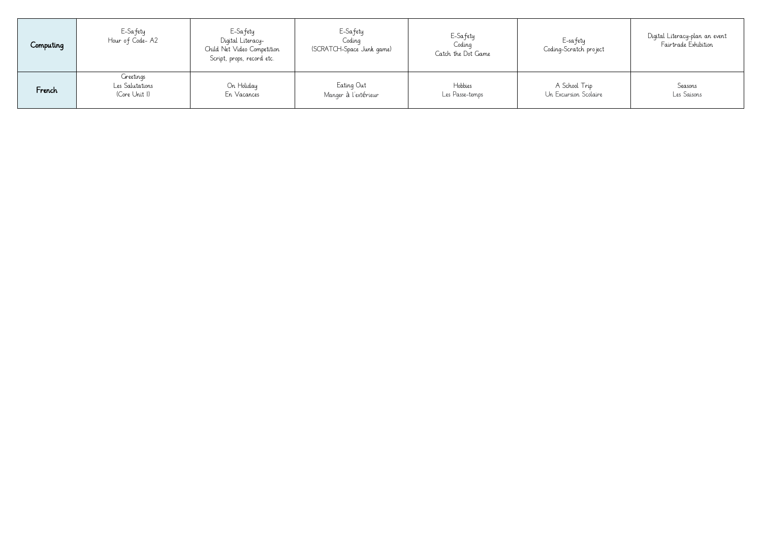| | | | | | | |
|---|---|---|---|---|---|---|
| **Computing** | E-Safety<br>Hour of Code- A2 | E-Safety<br>Digital Literacy-<br>Child Net Video Competition<br>Script, props, record etc. | E-Safety<br>Coding<br>(SCRATCH-Space Junk game) | E-Safety<br>Coding<br>Catch the Dot Game | E-safety<br>Coding-Scratch project | Digital Literacy-plan an event<br>Fairtrade Exhibition |
| **French** | Greetings<br>Les Salutations<br>(Core Unit 1) | On Holiday<br>En Vacances | Eating Out<br>Manger à l'extérieur | Hobbies<br>Les Passe-temps | A School Trip<br>Un Excursion Scolaire | Seasons<br>Les Saisons |